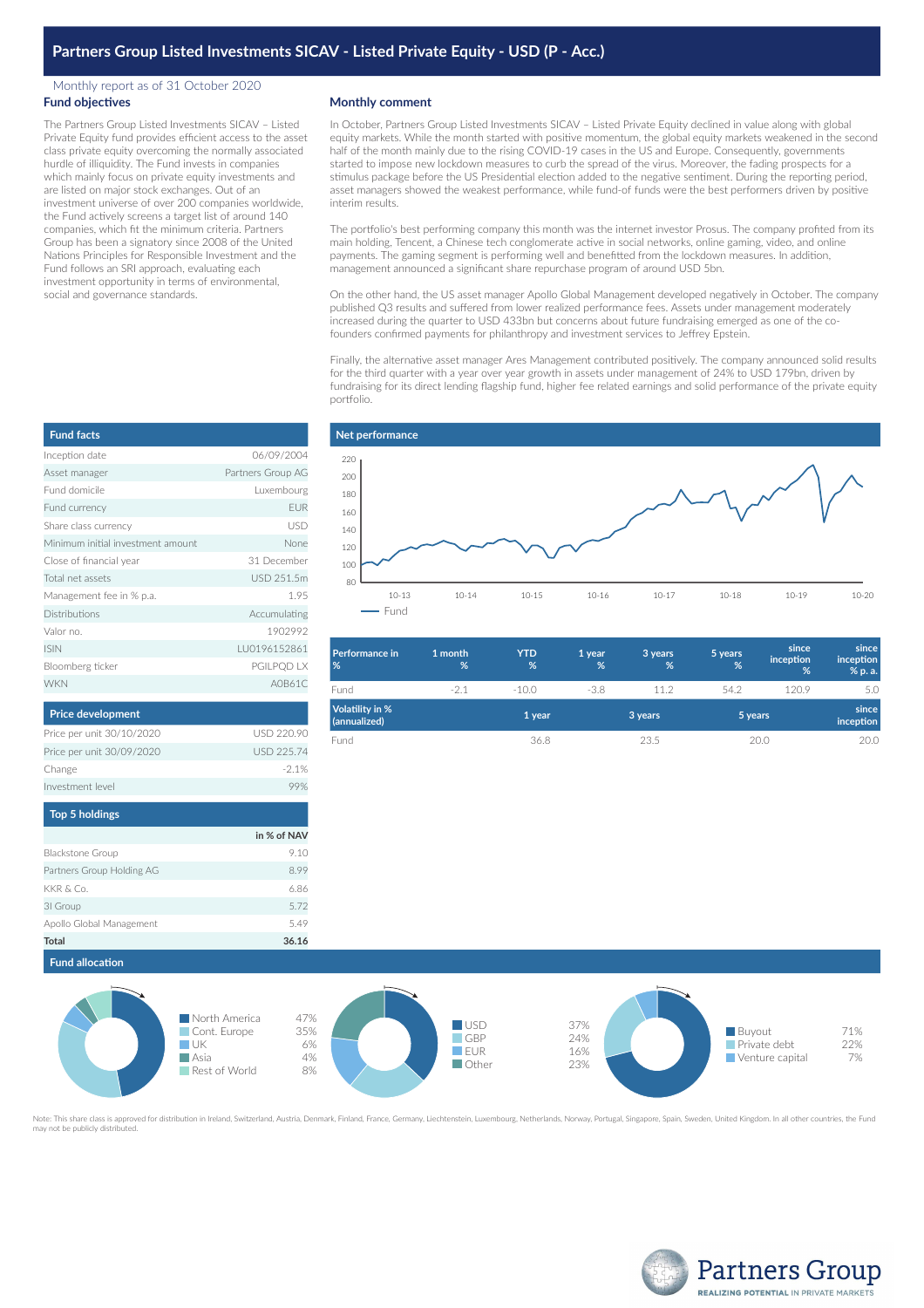# Partners Group Listed Investments SICAV - Listed Private Equity - USD (P - Acc.)

Monthly report as of 31 October 2020

## Fund objectives

The Partners Group Listed Investments SICAV – Listed Private Equity fund provides efficient access to the asset class private equity overcoming the normally associated hurdle of illiquidity. The Fund invests in companies which mainly focus on private equity investments and are listed on major stock exchanges. Out of an investment universe of over 200 companies worldwide, the Fund actively screens a target list of around 140 companies, which fit the minimum criteria. Partners Group has been a signatory since 2008 of the United Nations Principles for Responsible Investment and the Fund follows an SRI approach, evaluating each investment opportunity in terms of environmental, social and governance standards.

## Monthly comment

In October, Partners Group Listed Investments SICAV – Listed Private Equity declined in value along with global equity markets. While the month started with positive momentum, the global equity markets weakened in the second half of the month mainly due to the rising COVID-19 cases in the US and Europe. Consequently, governments started to impose new lockdown measures to curb the spread of the virus. Moreover, the fading prospects for a stimulus package before the US Presidential election added to the negative sentiment. During the reporting period, asset managers showed the weakest performance, while fund-of funds were the best performers driven by positive interim results.

The portfolio's best performing company this month was the internet investor Prosus. The company profited from its main holding, Tencent, a Chinese tech conglomerate active in social networks, online gaming, video, and online payments. The gaming segment is performing well and benefitted from the lockdown measures. In addition, management announced a significant share repurchase program of around USD 5bn.

On the other hand, the US asset manager Apollo Global Management developed negatively in October. The company published Q3 results and suffered from lower realized performance fees. Assets under management moderately increased during the quarter to USD 433bn but concerns about future fundraising emerged as one of the co-founders confirmed payments for philanthropy and investment services to Jeffrey Epstein.

Finally, the alternative asset manager Ares Management contributed positively. The company announced solid results for the third quarter with a year over year growth in assets under management of 24% to USD 179bn, driven by fundraising for its direct lending flagship fund, higher fee related earnings and solid performance of the private equity portfolio.

## Fund facts

| | |
|---|---|
| Inception date | 06/09/2004 |
| Asset manager | Partners Group AG |
| Fund domicile | Luxembourg |
| Fund currency | EUR |
| Share class currency | USD |
| Minimum initial investment amount | None |
| Close of financial year | 31 December |
| Total net assets | USD 251.5m |
| Management fee in % p.a. | 1.95 |
| Distributions | Accumulating |
| Valor no. | 1902992 |
| ISIN | LU0196152861 |
| Bloomberg ticker | PGILPQD LX |
| WKN | A0B61C |

## Net performance

Fund (chart, 10-13 to 10-20)

| Performance in % | 1 month % | YTD % | 1 year % | 3 years % | 5 years % | since inception % | since inception % p. a. |
|---|---|---|---|---|---|---|---|
| Fund | -2.1 | -10.0 | -3.8 | 11.2 | 54.2 | 120.9 | 5.0 |

| Volatility in % (annualized) | 1 year | 3 years | 5 years | since inception |
|---|---|---|---|---|
| Fund | 36.8 | 23.5 | 20.0 | 20.0 |

## Price development

| | |
|---|---|
| Price per unit 30/10/2020 | USD 220.90 |
| Price per unit 30/09/2020 | USD 225.74 |
| Change | -2.1% |
| Investment level | 99% |

## Top 5 holdings

| | in % of NAV |
|---|---|
| Blackstone Group | 9.10 |
| Partners Group Holding AG | 8.99 |
| KKR & Co. | 6.86 |
| 3I Group | 5.72 |
| Apollo Global Management | 5.49 |
| **Total** | **36.16** |

## Fund allocation

| Region | |
|---|---|
| North America | 47% |
| Cont. Europe | 35% |
| UK | 6% |
| Asia | 4% |
| Rest of World | 8% |

| Currency | |
|---|---|
| USD | 37% |
| GBP | 24% |
| EUR | 16% |
| Other | 23% |

| Investment type | |
|---|---|
| Buyout | 71% |
| Private debt | 22% |
| Venture capital | 7% |

Note: This share class is approved for distribution in Ireland, Switzerland, Austria, Denmark, Finland, France, Germany, Liechtenstein, Luxembourg, Netherlands, Norway, Portugal, Singapore, Spain, Sweden, United Kingdom. In all other countries, the Fund may not be publicly distributed.

Partners Group
REALIZING POTENTIAL IN PRIVATE MARKETS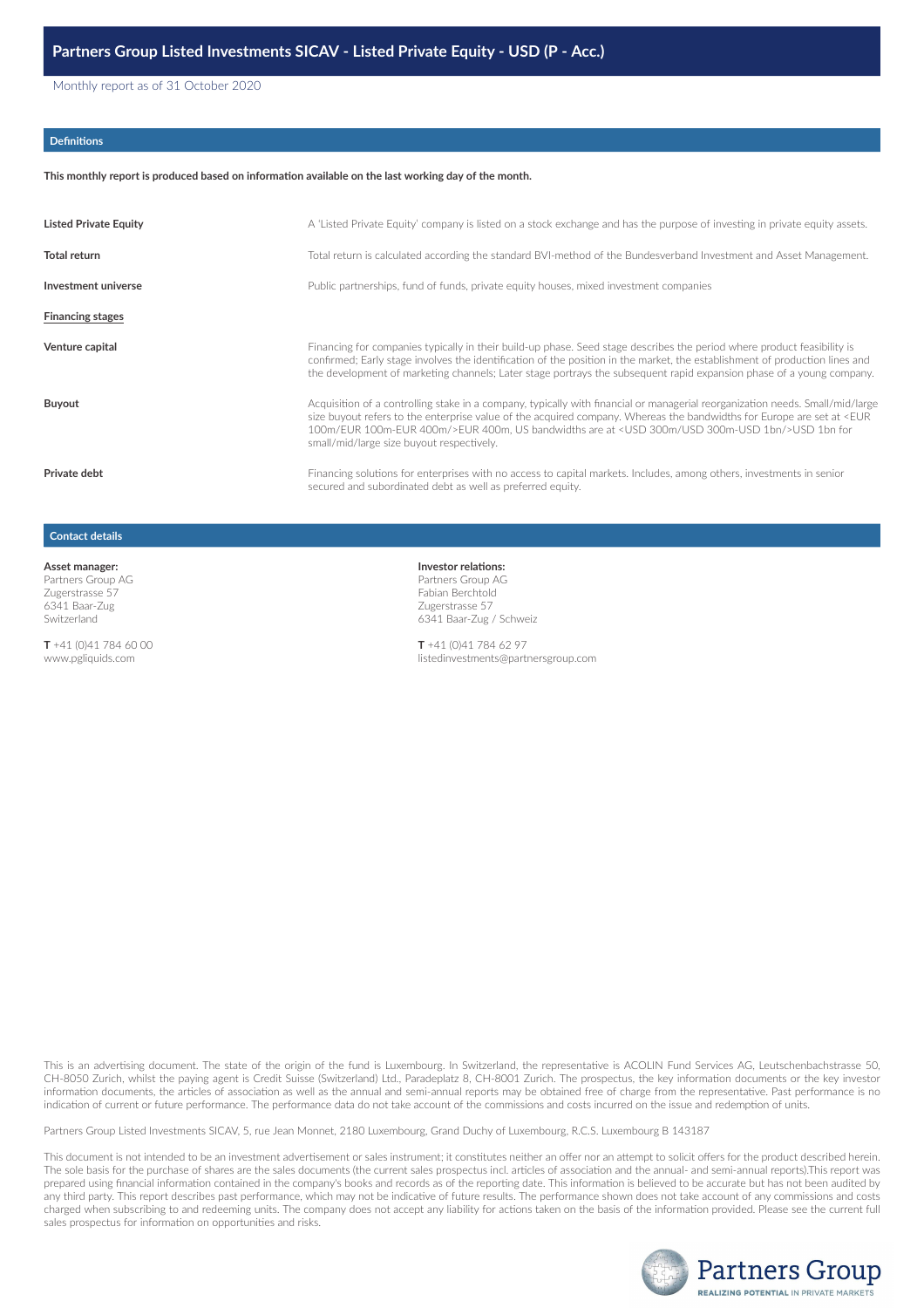# Partners Group Listed Investments SICAV - Listed Private Equity - USD (P - Acc.)

Monthly report as of 31 October 2020

## Definitions

**This monthly report is produced based on information available on the last working day of the month.**

| | |
|---|---|
| **Listed Private Equity** | A 'Listed Private Equity' company is listed on a stock exchange and has the purpose of investing in private equity assets. |
| **Total return** | Total return is calculated according the standard BVI-method of the Bundesverband Investment and Asset Management. |
| **Investment universe** | Public partnerships, fund of funds, private equity houses, mixed investment companies |
| **Financing stages** | |
| **Venture capital** | Financing for companies typically in their build-up phase. Seed stage describes the period where product feasibility is confirmed; Early stage involves the identification of the position in the market, the establishment of production lines and the development of marketing channels; Later stage portrays the subsequent rapid expansion phase of a young company. |
| **Buyout** | Acquisition of a controlling stake in a company, typically with financial or managerial reorganization needs. Small/mid/large size buyout refers to the enterprise value of the acquired company. Whereas the bandwidths for Europe are set at <EUR 100m/EUR 100m-EUR 400m/>EUR 400m, US bandwidths are at <USD 300m/USD 300m-USD 1bn/>USD 1bn for small/mid/large size buyout respectively. |
| **Private debt** | Financing solutions for enterprises with no access to capital markets. Includes, among others, investments in senior secured and subordinated debt as well as preferred equity. |

## Contact details

**Asset manager:**
Partners Group AG
Zugerstrasse 57
6341 Baar-Zug
Switzerland

**T** +41 (0)41 784 60 00
www.pgliquids.com

**Investor relations:**
Partners Group AG
Fabian Berchtold
Zugerstrasse 57
6341 Baar-Zug / Schweiz

**T** +41 (0)41 784 62 97
listedinvestments@partnersgroup.com

This is an advertising document. The state of the origin of the fund is Luxembourg. In Switzerland, the representative is ACOLIN Fund Services AG, Leutschenbachstrasse 50, CH-8050 Zurich, whilst the paying agent is Credit Suisse (Switzerland) Ltd., Paradeplatz 8, CH-8001 Zurich. The prospectus, the key information documents or the key investor information documents, the articles of association as well as the annual and semi-annual reports may be obtained free of charge from the representative. Past performance is no indication of current or future performance. The performance data do not take account of the commissions and costs incurred on the issue and redemption of units.

Partners Group Listed Investments SICAV, 5, rue Jean Monnet, 2180 Luxembourg, Grand Duchy of Luxembourg, R.C.S. Luxembourg B 143187

This document is not intended to be an investment advertisement or sales instrument; it constitutes neither an offer nor an attempt to solicit offers for the product described herein. The sole basis for the purchase of shares are the sales documents (the current sales prospectus incl. articles of association and the annual- and semi-annual reports).This report was prepared using financial information contained in the company's books and records as of the reporting date. This information is believed to be accurate but has not been audited by any third party. This report describes past performance, which may not be indicative of future results. The performance shown does not take account of any commissions and costs charged when subscribing to and redeeming units. The company does not accept any liability for actions taken on the basis of the information provided. Please see the current full sales prospectus for information on opportunities and risks.

Partners Group
REALIZING POTENTIAL IN PRIVATE MARKETS